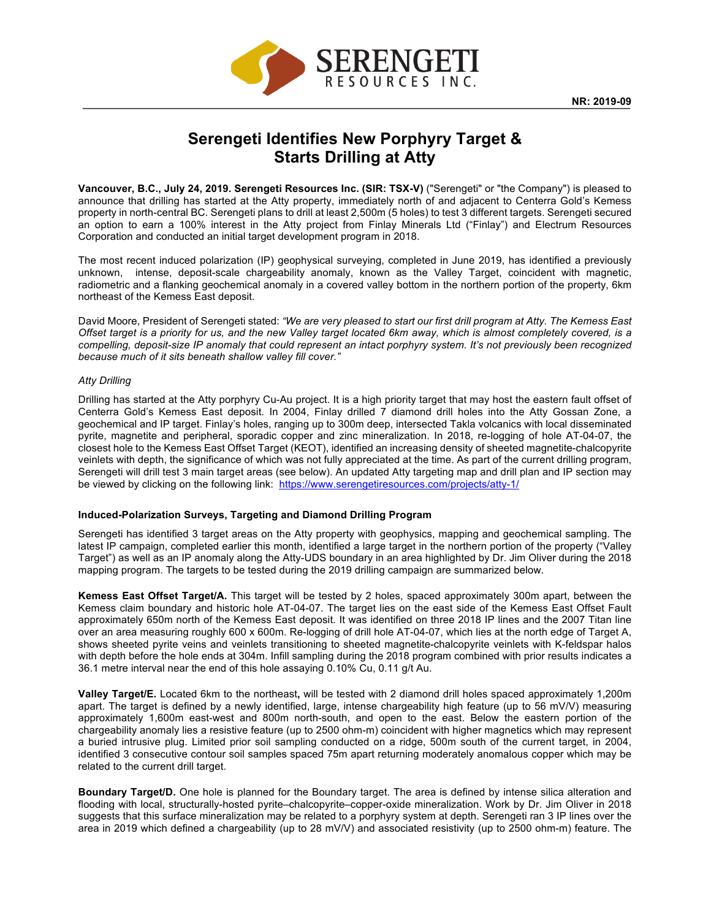NR: 2019-09

# Serengeti Identifies New Porphyry Target & Starts Drilling at Atty

**Vancouver, B.C., July 24, 2019. Serengeti Resources Inc. (SIR: TSX-V)** ("Serengeti" or "the Company") is pleased to announce that drilling has started at the Atty property, immediately north of and adjacent to Centerra Gold's Kemess property in north-central BC. Serengeti plans to drill at least 2,500m (5 holes) to test 3 different targets. Serengeti secured an option to earn a 100% interest in the Atty project from Finlay Minerals Ltd ("Finlay") and Electrum Resources Corporation and conducted an initial target development program in 2018.

The most recent induced polarization (IP) geophysical surveying, completed in June 2019, has identified a previously unknown, intense, deposit-scale chargeability anomaly, known as the Valley Target, coincident with magnetic, radiometric and a flanking geochemical anomaly in a covered valley bottom in the northern portion of the property, 6km northeast of the Kemess East deposit.

David Moore, President of Serengeti stated: *"We are very pleased to start our first drill program at Atty. The Kemess East Offset target is a priority for us, and the new Valley target located 6km away, which is almost completely covered, is a compelling, deposit-size IP anomaly that could represent an intact porphyry system. It's not previously been recognized because much of it sits beneath shallow valley fill cover."*

*Atty Drilling*

Drilling has started at the Atty porphyry Cu-Au project. It is a high priority target that may host the eastern fault offset of Centerra Gold's Kemess East deposit. In 2004, Finlay drilled 7 diamond drill holes into the Atty Gossan Zone, a geochemical and IP target. Finlay's holes, ranging up to 300m deep, intersected Takla volcanics with local disseminated pyrite, magnetite and peripheral, sporadic copper and zinc mineralization. In 2018, re-logging of hole AT-04-07, the closest hole to the Kemess East Offset Target (KEOT), identified an increasing density of sheeted magnetite-chalcopyrite veinlets with depth, the significance of which was not fully appreciated at the time. As part of the current drilling program, Serengeti will drill test 3 main target areas (see below). An updated Atty targeting map and drill plan and IP section may be viewed by clicking on the following link: https://www.serengetiresources.com/projects/atty-1/

**Induced-Polarization Surveys, Targeting and Diamond Drilling Program**

Serengeti has identified 3 target areas on the Atty property with geophysics, mapping and geochemical sampling. The latest IP campaign, completed earlier this month, identified a large target in the northern portion of the property ("Valley Target") as well as an IP anomaly along the Atty-UDS boundary in an area highlighted by Dr. Jim Oliver during the 2018 mapping program. The targets to be tested during the 2019 drilling campaign are summarized below.

**Kemess East Offset Target/A.** This target will be tested by 2 holes, spaced approximately 300m apart, between the Kemess claim boundary and historic hole AT-04-07. The target lies on the east side of the Kemess East Offset Fault approximately 650m north of the Kemess East deposit. It was identified on three 2018 IP lines and the 2007 Titan line over an area measuring roughly 600 x 600m. Re-logging of drill hole AT-04-07, which lies at the north edge of Target A, shows sheeted pyrite veins and veinlets transitioning to sheeted magnetite-chalcopyrite veinlets with K-feldspar halos with depth before the hole ends at 304m. Infill sampling during the 2018 program combined with prior results indicates a 36.1 metre interval near the end of this hole assaying 0.10% Cu, 0.11 g/t Au.

**Valley Target/E.** Located 6km to the northeast**,** will be tested with 2 diamond drill holes spaced approximately 1,200m apart. The target is defined by a newly identified, large, intense chargeability high feature (up to 56 mV/V) measuring approximately 1,600m east-west and 800m north-south, and open to the east. Below the eastern portion of the chargeability anomaly lies a resistive feature (up to 2500 ohm-m) coincident with higher magnetics which may represent a buried intrusive plug. Limited prior soil sampling conducted on a ridge, 500m south of the current target, in 2004, identified 3 consecutive contour soil samples spaced 75m apart returning moderately anomalous copper which may be related to the current drill target.

**Boundary Target/D.** One hole is planned for the Boundary target. The area is defined by intense silica alteration and flooding with local, structurally-hosted pyrite–chalcopyrite–copper-oxide mineralization. Work by Dr. Jim Oliver in 2018 suggests that this surface mineralization may be related to a porphyry system at depth. Serengeti ran 3 IP lines over the area in 2019 which defined a chargeability (up to 28 mV/V) and associated resistivity (up to 2500 ohm-m) feature. The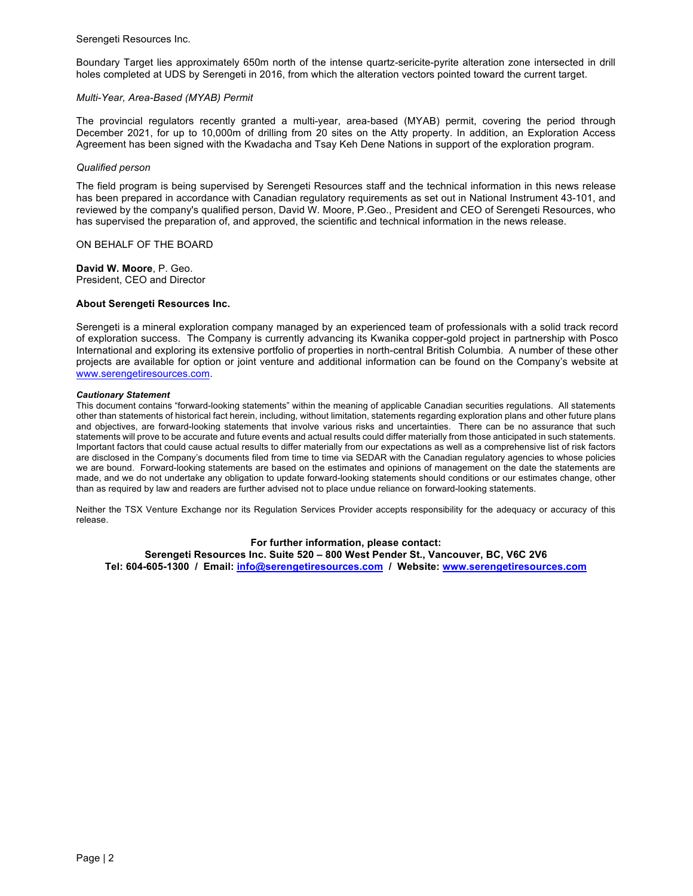Boundary Target lies approximately 650m north of the intense quartz-sericite-pyrite alteration zone intersected in drill holes completed at UDS by Serengeti in 2016, from which the alteration vectors pointed toward the current target.

*Multi-Year, Area-Based (MYAB) Permit*

The provincial regulators recently granted a multi-year, area-based (MYAB) permit, covering the period through December 2021, for up to 10,000m of drilling from 20 sites on the Atty property. In addition, an Exploration Access Agreement has been signed with the Kwadacha and Tsay Keh Dene Nations in support of the exploration program.

*Qualified person*

The field program is being supervised by Serengeti Resources staff and the technical information in this news release has been prepared in accordance with Canadian regulatory requirements as set out in National Instrument 43-101, and reviewed by the company's qualified person, David W. Moore, P.Geo., President and CEO of Serengeti Resources, who has supervised the preparation of, and approved, the scientific and technical information in the news release.

ON BEHALF OF THE BOARD

**David W. Moore**, P. Geo.
President, CEO and Director

**About Serengeti Resources Inc.**

Serengeti is a mineral exploration company managed by an experienced team of professionals with a solid track record of exploration success. The Company is currently advancing its Kwanika copper-gold project in partnership with Posco International and exploring its extensive portfolio of properties in north-central British Columbia. A number of these other projects are available for option or joint venture and additional information can be found on the Company's website at www.serengetiresources.com.

***Cautionary Statement***

This document contains "forward-looking statements" within the meaning of applicable Canadian securities regulations. All statements other than statements of historical fact herein, including, without limitation, statements regarding exploration plans and other future plans and objectives, are forward-looking statements that involve various risks and uncertainties. There can be no assurance that such statements will prove to be accurate and future events and actual results could differ materially from those anticipated in such statements. Important factors that could cause actual results to differ materially from our expectations as well as a comprehensive list of risk factors are disclosed in the Company's documents filed from time to time via SEDAR with the Canadian regulatory agencies to whose policies we are bound. Forward-looking statements are based on the estimates and opinions of management on the date the statements are made, and we do not undertake any obligation to update forward-looking statements should conditions or our estimates change, other than as required by law and readers are further advised not to place undue reliance on forward-looking statements.

Neither the TSX Venture Exchange nor its Regulation Services Provider accepts responsibility for the adequacy or accuracy of this release.

**For further information, please contact:**
**Serengeti Resources Inc. Suite 520 – 800 West Pender St., Vancouver, BC, V6C 2V6**
**Tel: 604-605-1300 / Email: info@serengetiresources.com / Website: www.serengetiresources.com**